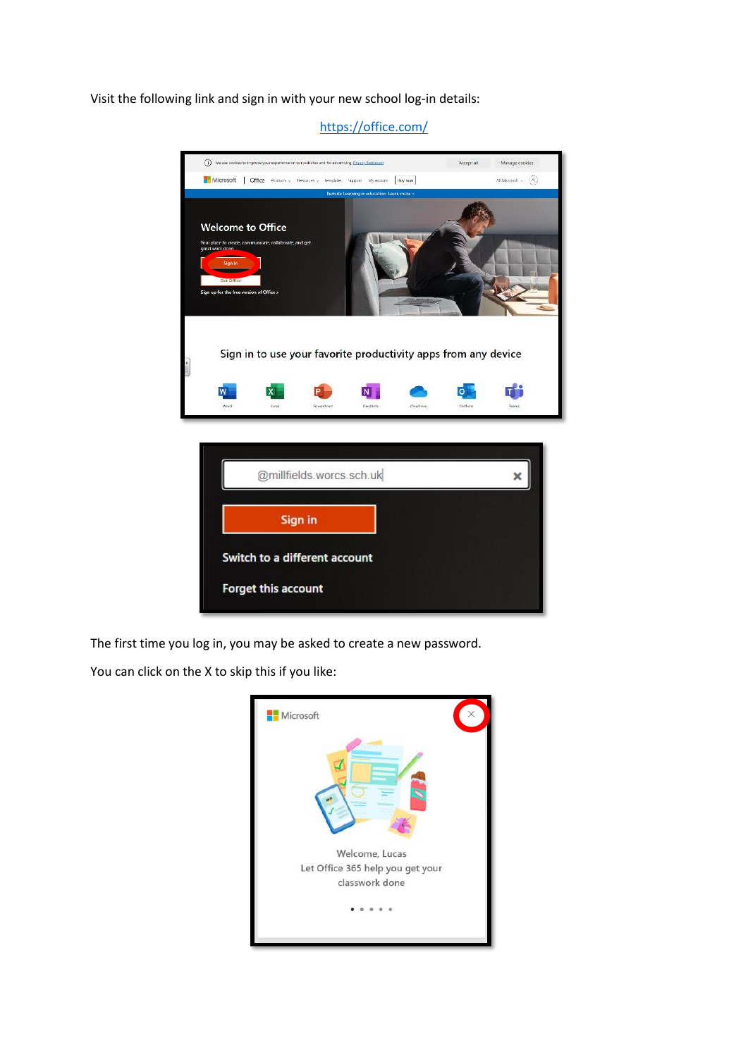Visit the following link and sign in with your new school log-in details:

https://office.com/

The first time you log in, you may be asked to create a new password.

You can click on the X to skip this if you like: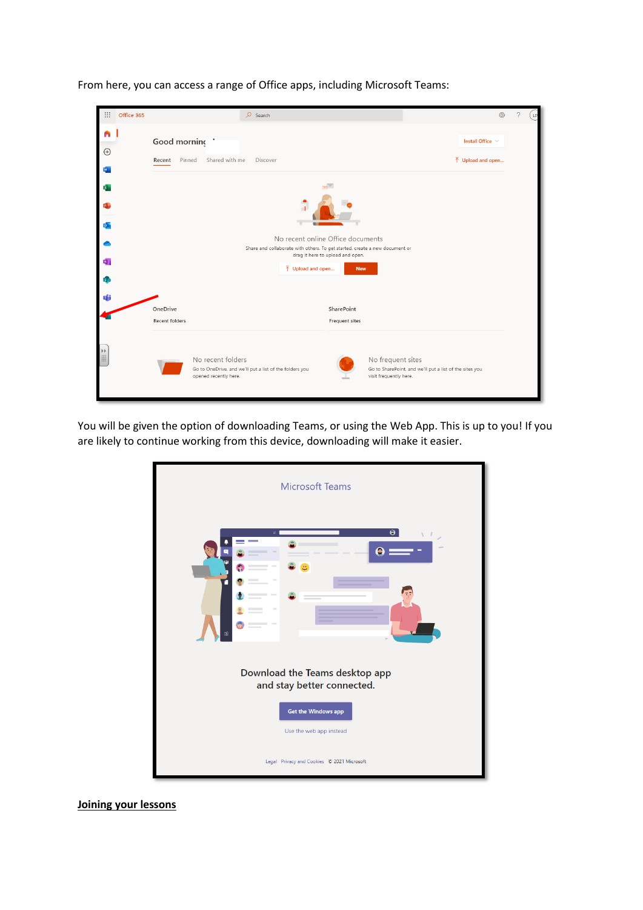From here, you can access a range of Office apps, including Microsoft Teams:

You will be given the option of downloading Teams, or using the Web App. This is up to you! If you are likely to continue working from this device, downloading will make it easier.

**Joining your lessons**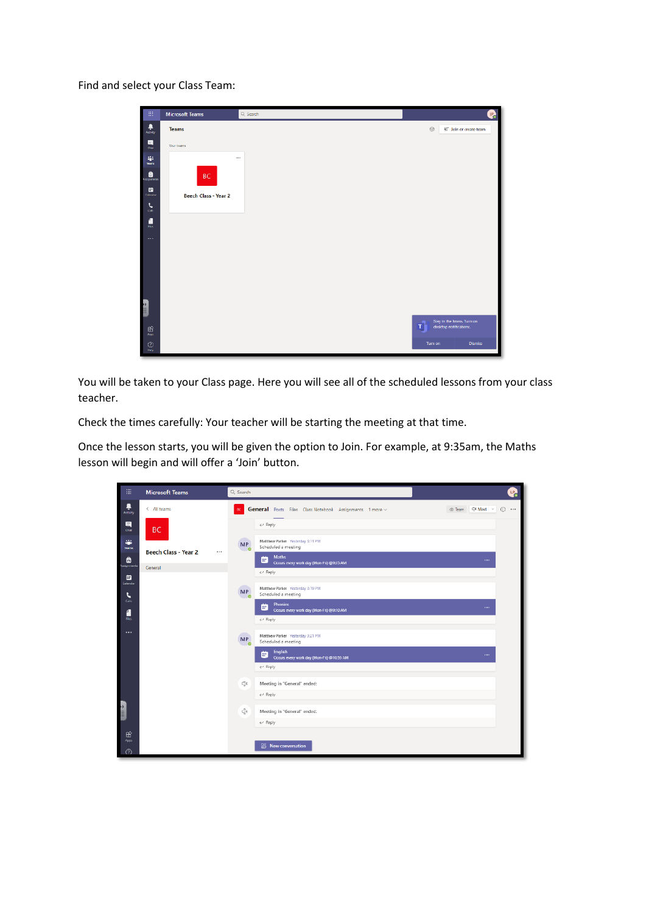Find and select your Class Team:

You will be taken to your Class page. Here you will see all of the scheduled lessons from your class teacher.

Check the times carefully: Your teacher will be starting the meeting at that time.

Once the lesson starts, you will be given the option to Join. For example, at 9:35am, the Maths lesson will begin and will offer a 'Join' button.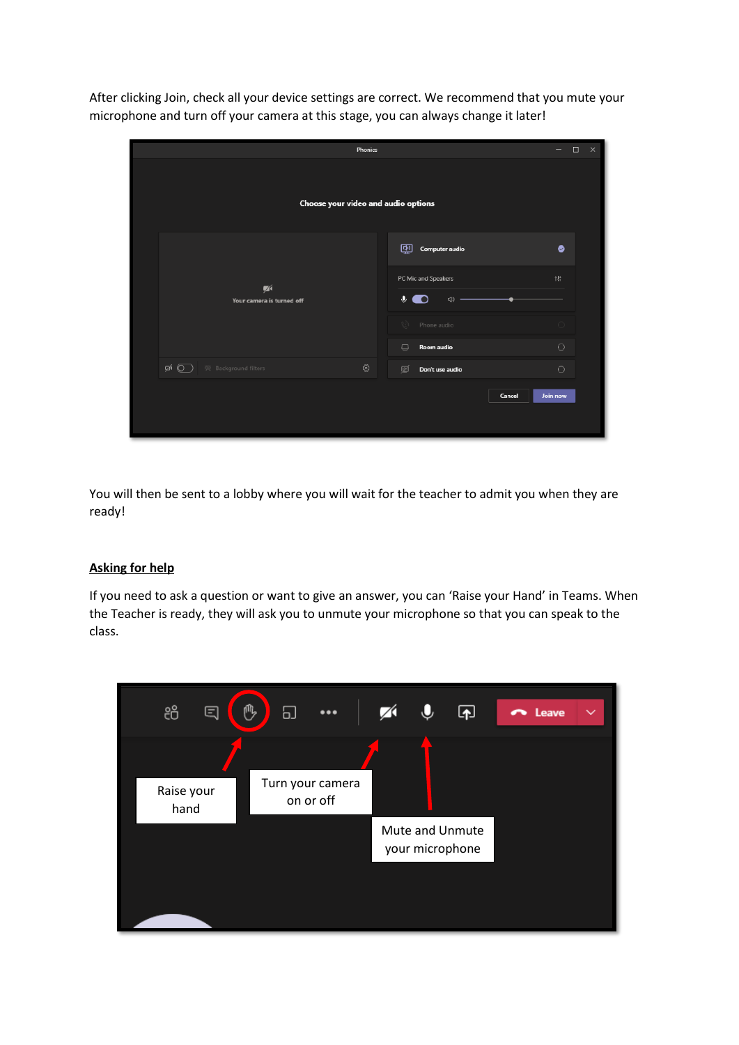After clicking Join, check all your device settings are correct. We recommend that you mute your microphone and turn off your camera at this stage, you can always change it later!

You will then be sent to a lobby where you will wait for the teacher to admit you when they are ready!

## Asking for help

If you need to ask a question or want to give an answer, you can 'Raise your Hand' in Teams. When the Teacher is ready, they will ask you to unmute your microphone so that you can speak to the class.